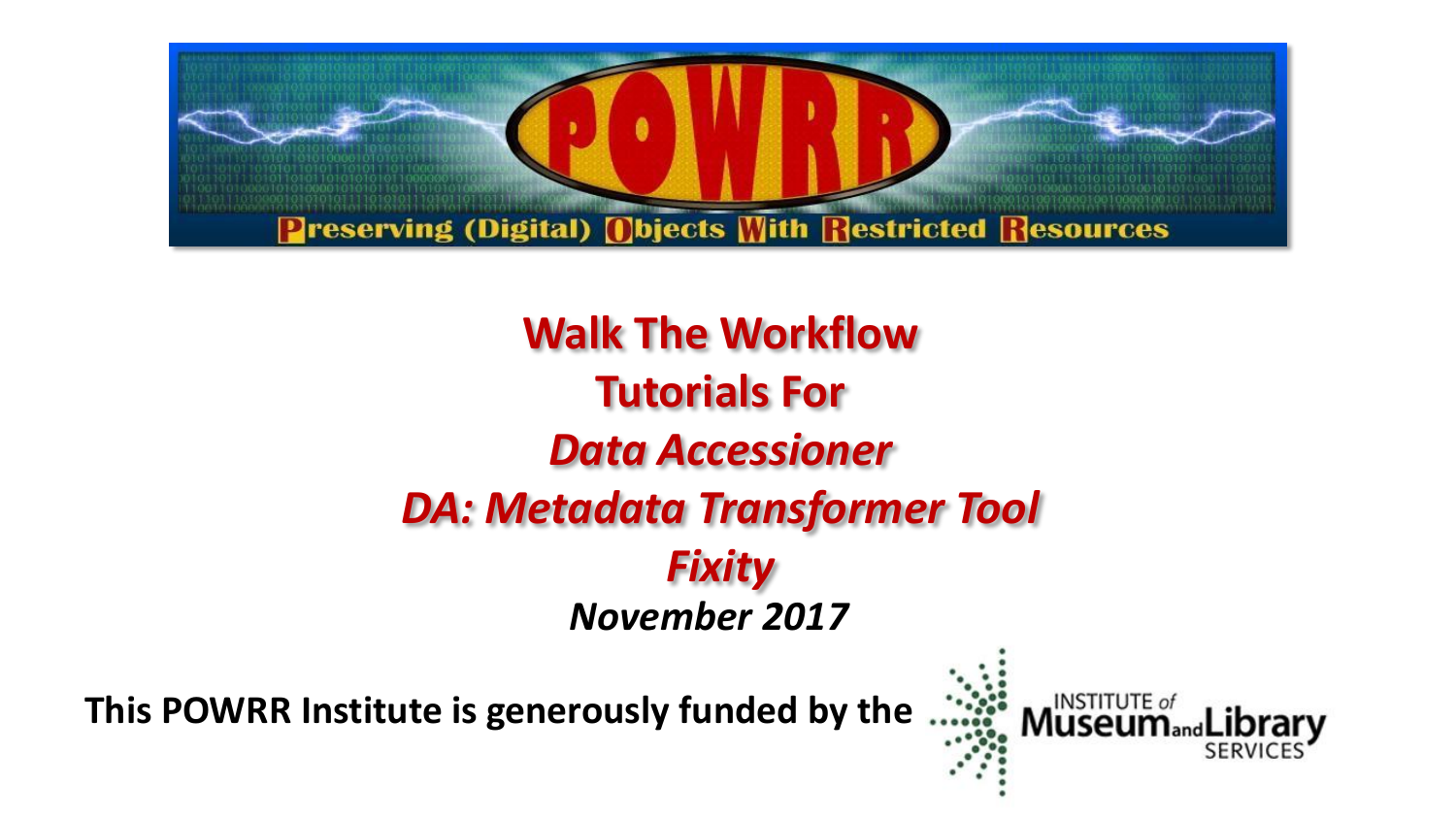POWRR

Preserving (Digital) Objects With Restricted Resources

# Walk The Workflow Tutorials For *Data Accessioner* *DA: Metadata Transformer Tool* *Fixity*

***November 2017***

**This POWRR Institute is generously funded by the** INSTITUTE *of* Museum and Library SERVICES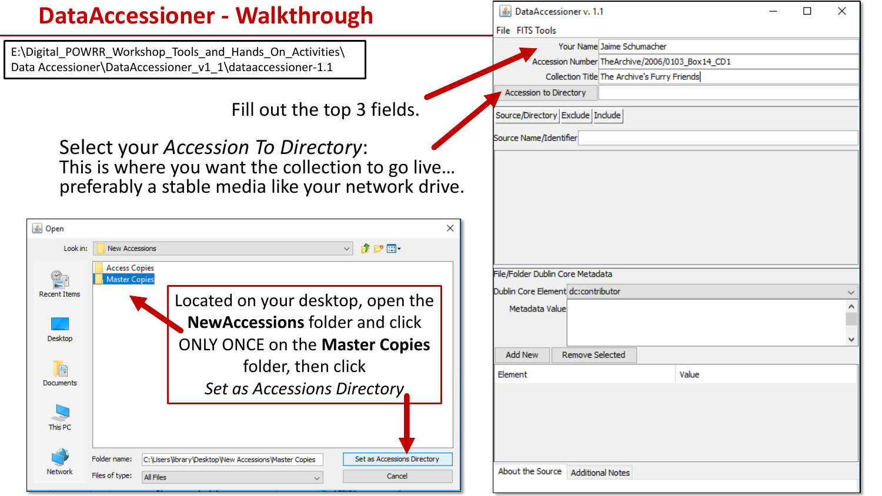# DataAccessioner - Walkthrough

E:\Digital_POWRR_Workshop_Tools_and_Hands_On_Activities\Data Accessioner\DataAccessioner_v1_1\dataaccessioner-1.1

Fill out the top 3 fields.

Select your *Accession To Directory*:
This is where you want the collection to go live… preferably a stable media like your network drive.

Located on your desktop, open the **NewAccessions** folder and click ONLY ONCE on the **Master Copies** folder, then click *Set as Accessions Directory*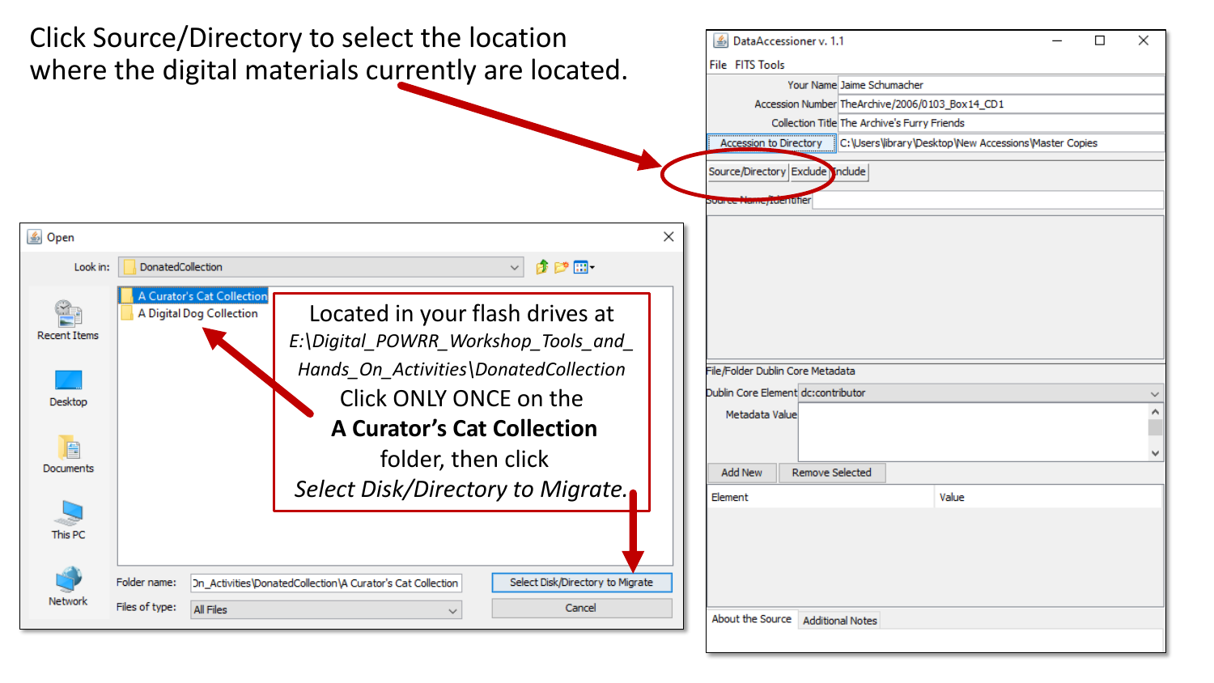Click Source/Directory to select the location where the digital materials currently are located.

Located in your flash drives at
*E:\Digital_POWRR_Workshop_Tools_and_Hands_On_Activities\DonatedCollection*
Click ONLY ONCE on the
**A Curator's Cat Collection**
folder, then click
*Select Disk/Directory to Migrate.*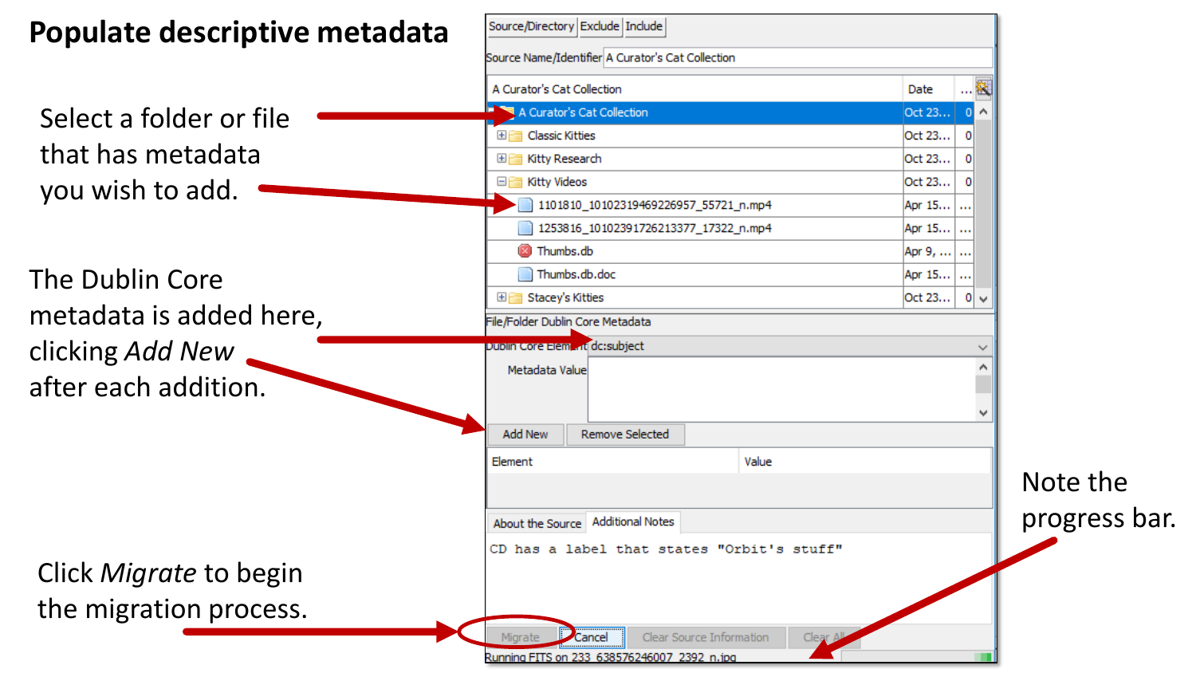# Populate descriptive metadata

Select a folder or file that has metadata you wish to add.

The Dublin Core metadata is added here, clicking *Add New* after each addition.

Click *Migrate* to begin the migration process.

Note the progress bar.

Source/Directory | Exclude | Include

Source Name/Identifier: A Curator's Cat Collection

| A Curator's Cat Collection | Date | ... |
|---|---|---|
| A Curator's Cat Collection | Oct 23... | 0 |
| Classic Kitties | Oct 23... | 0 |
| Kitty Research | Oct 23... | 0 |
| Kitty Videos | Oct 23... | 0 |
| 1101810_10102319469226957_55721_n.mp4 | Apr 15... | ... |
| 1253816_10102391726213377_17322_n.mp4 | Apr 15... | ... |
| Thumbs.db | Apr 9, ... | ... |
| Thumbs.db.doc | Apr 15... | ... |
| Stacey's Kitties | Oct 23... | 0 |

File/Folder Dublin Core Metadata

Dublin Core Element: dc:subject

Metadata Value

Add New | Remove Selected

| Element | Value |
|---|---|

About the Source | Additional Notes

CD has a label that states "Orbit's stuff"

Migrate | Cancel | Clear Source Information | Clear All

Running FITS on 233_638576246007_2392_n.jpg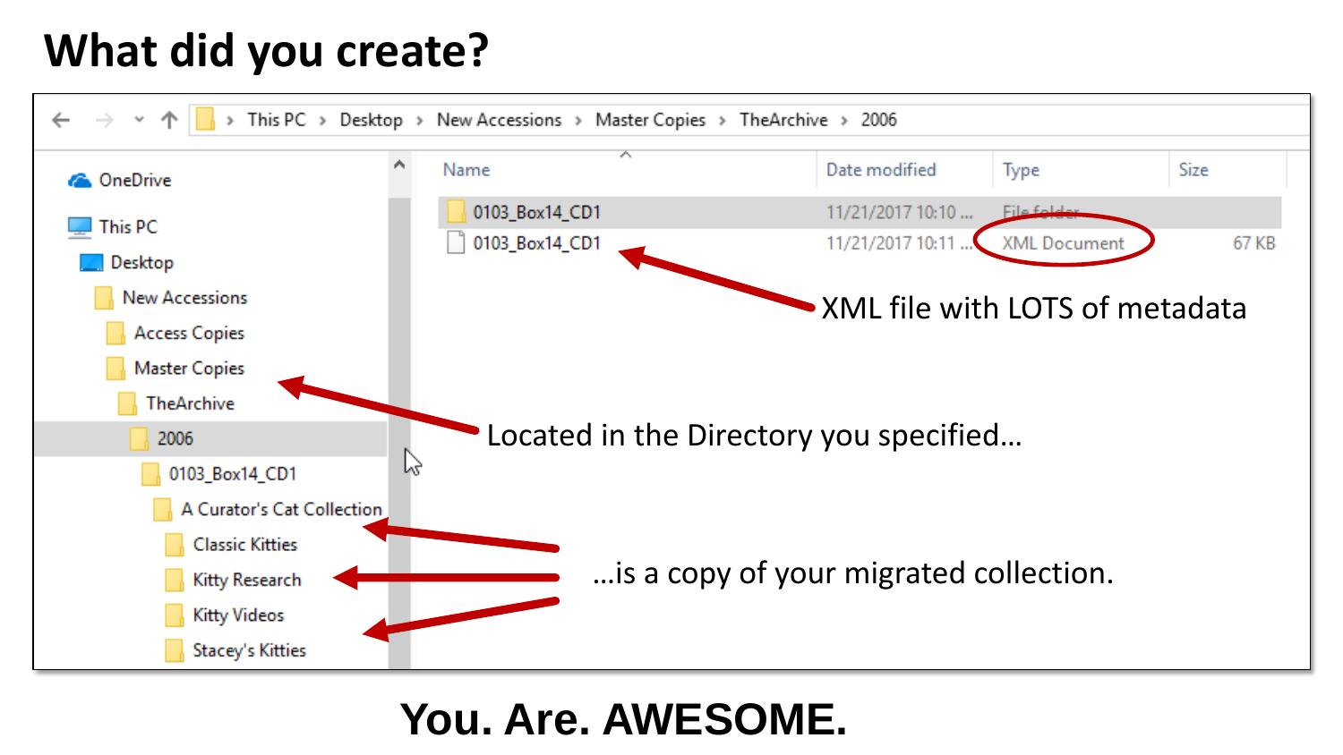# What did you create?

This PC › Desktop › New Accessions › Master Copies › TheArchive › 2006

- OneDrive
- This PC
  - Desktop
    - New Accessions
      - Access Copies
      - Master Copies
        - TheArchive
          - 2006
            - 0103_Box14_CD1
              - A Curator's Cat Collection
                - Classic Kitties
                - Kitty Research
                - Kitty Videos
                - Stacey's Kitties

| Name | Date modified | Type | Size |
|---|---|---|---|
| 0103_Box14_CD1 | 11/21/2017 10:10 ... | File folder | |
| 0103_Box14_CD1 | 11/21/2017 10:11 ... | XML Document | 67 KB |

XML file with LOTS of metadata

Located in the Directory you specified…

…is a copy of your migrated collection.

**You. Are. AWESOME.**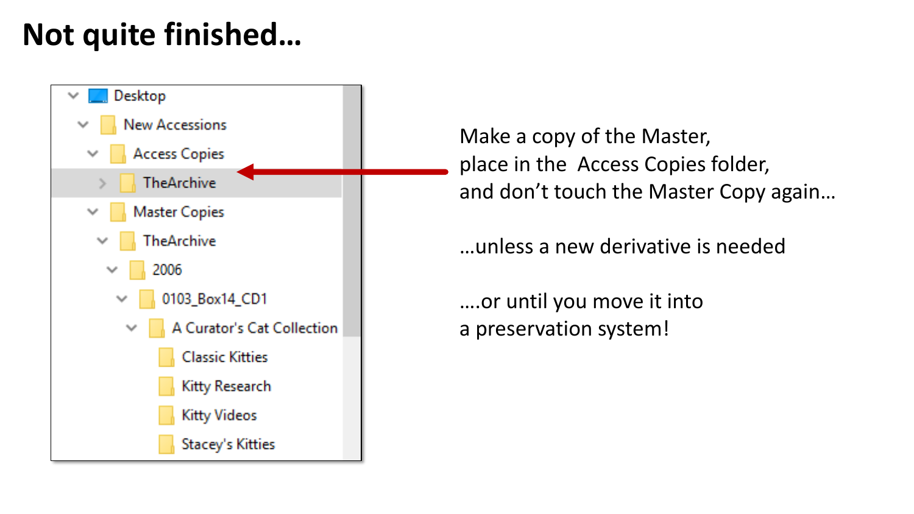# Not quite finished…

- Desktop
  - New Accessions
    - Access Copies
      - TheArchive
    - Master Copies
      - TheArchive
        - 2006
          - 0103_Box14_CD1
            - A Curator's Cat Collection
              - Classic Kitties
              - Kitty Research
              - Kitty Videos
              - Stacey's Kitties

Make a copy of the Master,
place in the Access Copies folder,
and don't touch the Master Copy again…

…unless a new derivative is needed

….or until you move it into
a preservation system!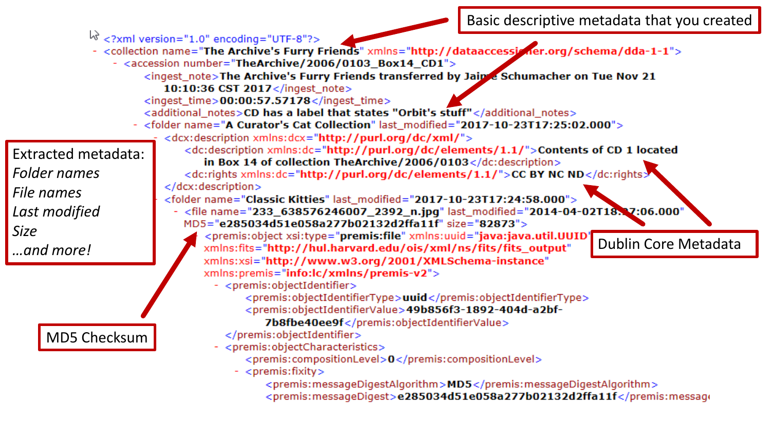Basic descriptive metadata that you created

Extracted metadata:
*Folder names*
*File names*
*Last modified*
*Size*
*...and more!*

Dublin Core Metadata

MD5 Checksum

```xml
<?xml version="1.0" encoding="UTF-8"?>
- <collection name="The Archive's Furry Friends" xmlns="http://dataaccessioner.org/schema/dda-1-1">
  - <accession number="TheArchive/2006/0103_Box14_CD1">
      <ingest_note>The Archive's Furry Friends transferred by Jaime Schumacher on Tue Nov 21
        10:10:36 CST 2017</ingest_note>
      <ingest_time>00:00:57.57178</ingest_time>
      <additional_notes>CD has a label that states "Orbit's stuff"</additional_notes>
    - <folder name="A Curator's Cat Collection" last_modified="2017-10-23T17:25:02.000">
      - <dcx:description xmlns:dcx="http://purl.org/dc/xml/">
          <dc:description xmlns:dc="http://purl.org/dc/elements/1.1/">Contents of CD 1 located
            in Box 14 of collection TheArchive/2006/0103</dc:description>
          <dc:rights xmlns:dc="http://purl.org/dc/elements/1.1/">CC BY NC ND</dc:rights>
        </dcx:description>
      - <folder name="Classic Kitties" last_modified="2017-10-23T17:24:58.000">
        - <file name="233_638576246007_2392_n.jpg" last_modified="2014-04-02T18:?7:06.000"
          MD5="e285034d51e058a277b02132d2ffa11f" size="82873">
          - <premis:object xsi:type="premis:file" xmlns:uuid="java:java.util.UUID"
            xmlns:fits="http://hul.harvard.edu/ois/xml/ns/fits/fits_output"
            xmlns:xsi="http://www.w3.org/2001/XMLSchema-instance"
            xmlns:premis="info:lc/xmlns/premis-v2">
            - <premis:objectIdentifier>
                <premis:objectIdentifierType>uuid</premis:objectIdentifierType>
                <premis:objectIdentifierValue>49b856f3-1892-404d-a2bf-
                  7b8fbe40ee9f</premis:objectIdentifierValue>
              </premis:objectIdentifier>
            - <premis:objectCharacteristics>
                <premis:compositionLevel>0</premis:compositionLevel>
              - <premis:fixity>
                  <premis:messageDigestAlgorithm>MD5</premis:messageDigestAlgorithm>
                  <premis:messageDigest>e285034d51e058a277b02132d2ffa11f</premis:message
```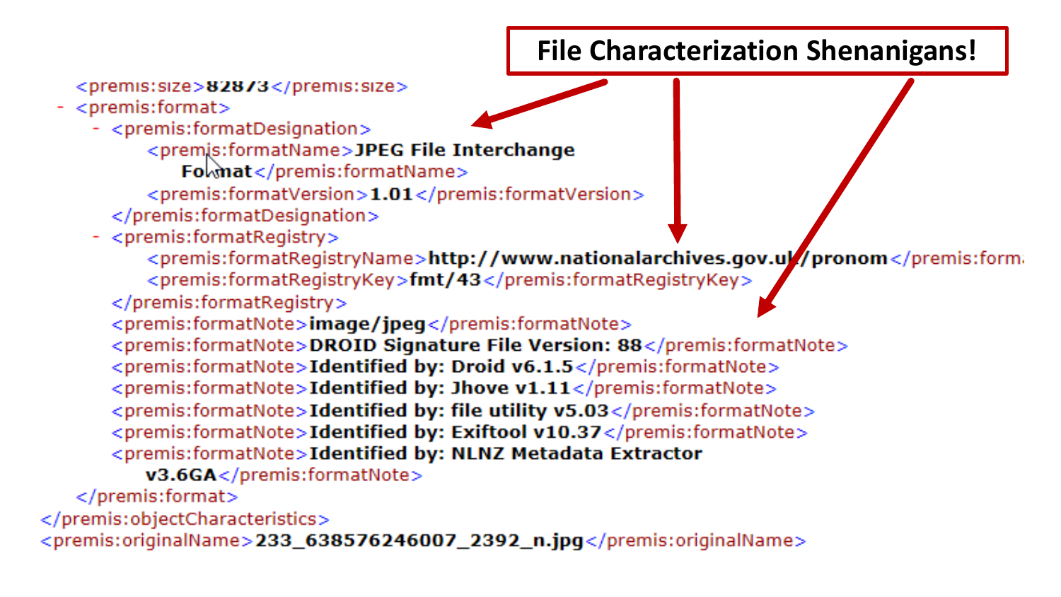# File Characterization Shenanigans!

```xml
<premis:size>82873</premis:size>
- <premis:format>
  - <premis:formatDesignation>
      <premis:formatName>JPEG File Interchange
        Format</premis:formatName>
      <premis:formatVersion>1.01</premis:formatVersion>
    </premis:formatDesignation>
  - <premis:formatRegistry>
      <premis:formatRegistryName>http://www.nationalarchives.gov.uk/pronom</premis:form
      <premis:formatRegistryKey>fmt/43</premis:formatRegistryKey>
    </premis:formatRegistry>
    <premis:formatNote>image/jpeg</premis:formatNote>
    <premis:formatNote>DROID Signature File Version: 88</premis:formatNote>
    <premis:formatNote>Identified by: Droid v6.1.5</premis:formatNote>
    <premis:formatNote>Identified by: Jhove v1.11</premis:formatNote>
    <premis:formatNote>Identified by: file utility v5.03</premis:formatNote>
    <premis:formatNote>Identified by: Exiftool v10.37</premis:formatNote>
    <premis:formatNote>Identified by: NLNZ Metadata Extractor
      v3.6GA</premis:formatNote>
  </premis:format>
</premis:objectCharacteristics>
<premis:originalName>233_638576246007_2392_n.jpg</premis:originalName>
```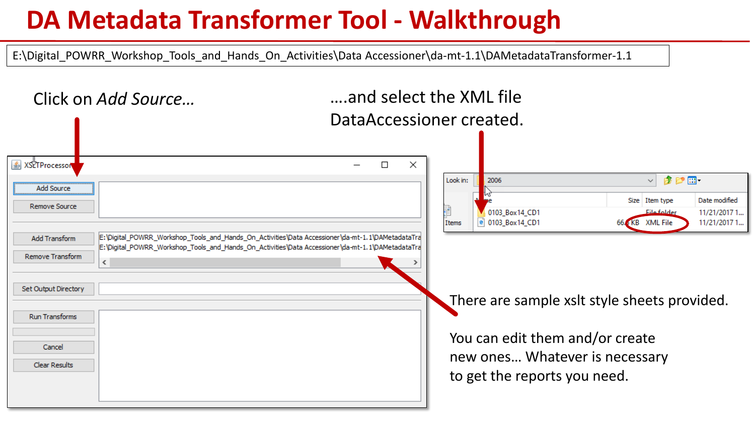# DA Metadata Transformer Tool - Walkthrough

E:\Digital_POWRR_Workshop_Tools_and_Hands_On_Activities\Data Accessioner\da-mt-1.1\DAMetadataTransformer-1.1

Click on *Add Source…*

….and select the XML file DataAccessioner created.

There are sample xslt style sheets provided.

You can edit them and/or create new ones… Whatever is necessary to get the reports you need.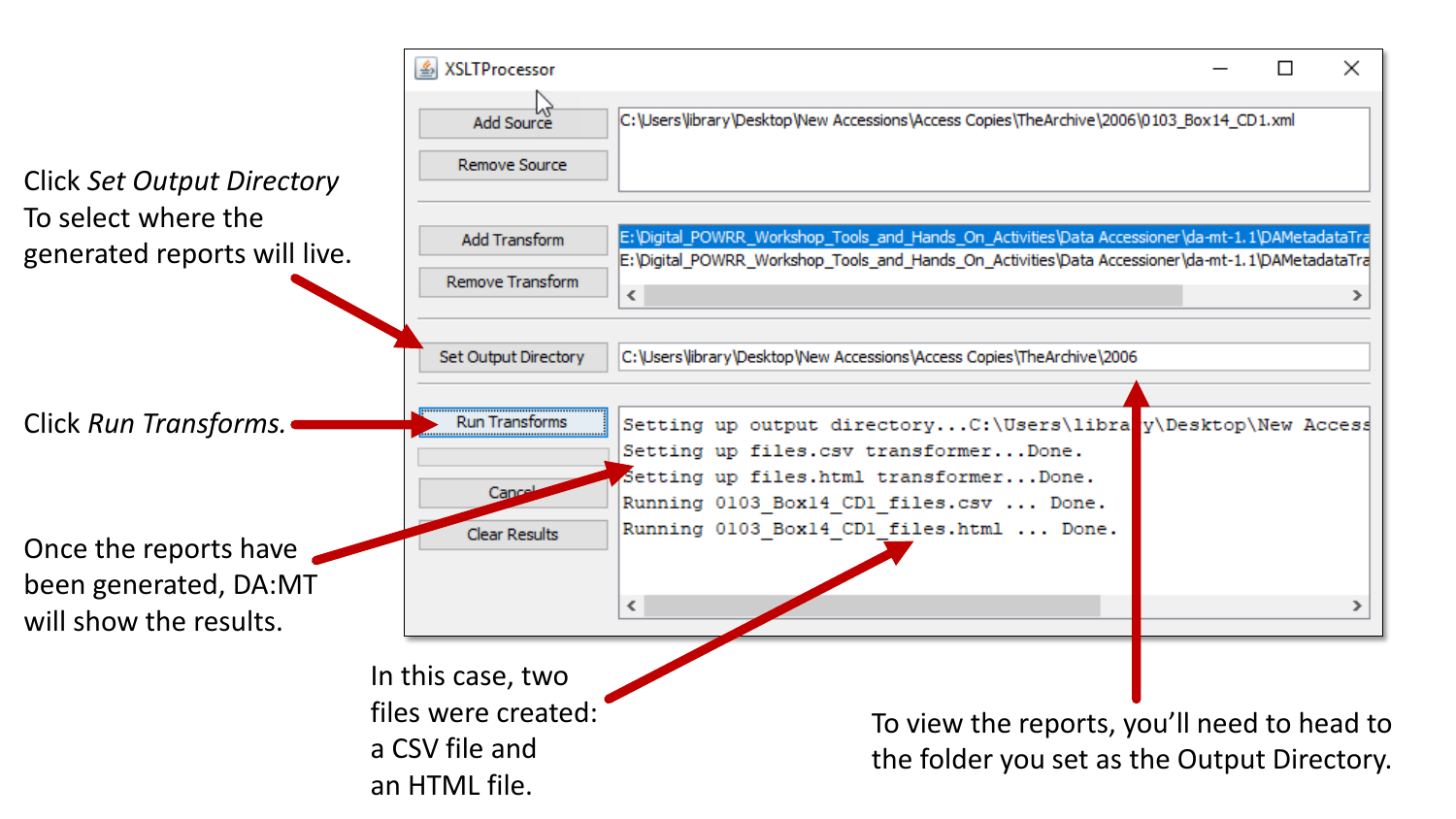XSLTProcessor

Add Source — C:\Users\library\Desktop\New Accessions\Access Copies\TheArchive\2006\0103_Box14_CD1.xml

Remove Source

Add Transform — E:\Digital_POWRR_Workshop_Tools_and_Hands_On_Activities\Data Accessioner\da-mt-1.1\DAMetadataTra

Remove Transform — E:\Digital_POWRR_Workshop_Tools_and_Hands_On_Activities\Data Accessioner\da-mt-1.1\DAMetadataTra

Set Output Directory — C:\Users\library\Desktop\New Accessions\Access Copies\TheArchive\2006

Run Transforms

Cancel

Clear Results

```
Setting up output directory...C:\Users\library\Desktop\New Access
Setting up files.csv transformer...Done.
Setting up files.html transformer...Done.
Running 0103_Box14_CD1_files.csv ... Done.
Running 0103_Box14_CD1_files.html ... Done.
```

Click *Set Output Directory* To select where the generated reports will live.

Click *Run Transforms.*

Once the reports have been generated, DA:MT will show the results.

In this case, two files were created: a CSV file and an HTML file.

To view the reports, you'll need to head to the folder you set as the Output Directory.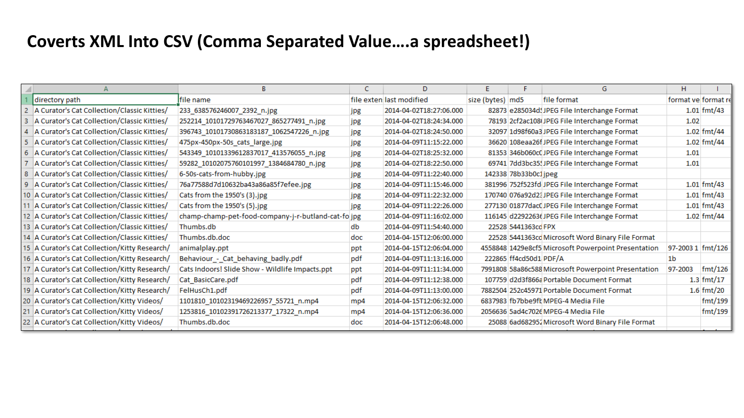# Coverts XML Into CSV (Comma Separated Value….a spreadsheet!)

| directory path | file name | file exten | last modified | size (bytes) | md5 | file format | format ve | format re |
|---|---|---|---|---|---|---|---|---|
| A Curator's Cat Collection/Classic Kitties/ | 233_638576246007_2392_n.jpg | jpg | 2014-04-02T18:27:06.000 | 82873 | e285034d! | JPEG File Interchange Format | 1.01 | fmt/43 |
| A Curator's Cat Collection/Classic Kitties/ | 252214_10101729763467027_865277491_n.jpg | jpg | 2014-04-02T18:24:34.000 | 78193 | 2cf2ac108 | JPEG File Interchange Format | 1.02 | |
| A Curator's Cat Collection/Classic Kitties/ | 396743_10101730863183187_1062547226_n.jpg | jpg | 2014-04-02T18:24:50.000 | 32097 | 1d98f60a3 | JPEG File Interchange Format | 1.02 | fmt/44 |
| A Curator's Cat Collection/Classic Kitties/ | 475px-450px-50s_cats_large.jpg | jpg | 2014-04-09T11:15:22.000 | 36620 | 108eaa26f | JPEG File Interchange Format | 1.02 | fmt/44 |
| A Curator's Cat Collection/Classic Kitties/ | 543349_10101339612837017_413576055_n.jpg | jpg | 2014-04-02T18:25:32.000 | 81353 | 346b060c0 | JPEG File Interchange Format | 1.01 | |
| A Curator's Cat Collection/Classic Kitties/ | 59282_10102075760101997_1384684780_n.jpg | jpg | 2014-04-02T18:22:50.000 | 69741 | 7dd3bc35! | JPEG File Interchange Format | 1.01 | |
| A Curator's Cat Collection/Classic Kitties/ | 6-50s-cats-from-hubby.jpg | jpg | 2014-04-09T11:22:40.000 | 142338 | 78b33b0c1 | jpeg | | |
| A Curator's Cat Collection/Classic Kitties/ | 76a77588d7d10632ba43a86a85f7efee.jpg | jpg | 2014-04-09T11:15:46.000 | 381996 | 752f523fd | JPEG File Interchange Format | 1.01 | fmt/43 |
| A Curator's Cat Collection/Classic Kitties/ | Cats from the 1950's (3).jpg | jpg | 2014-04-09T11:22:32.000 | 170740 | 076a92d2: | JPEG File Interchange Format | 1.01 | fmt/43 |
| A Curator's Cat Collection/Classic Kitties/ | Cats from the 1950's (5).jpg | jpg | 2014-04-09T11:22:26.000 | 277130 | 01877dac( | JPEG File Interchange Format | 1.01 | fmt/43 |
| A Curator's Cat Collection/Classic Kitties/ | champ-champ-pet-food-company-j-r-butland-cat-fo | jpg | 2014-04-09T11:16:02.000 | 116145 | d22922636 | JPEG File Interchange Format | 1.02 | fmt/44 |
| A Curator's Cat Collection/Classic Kitties/ | Thumbs.db | db | 2014-04-09T11:54:40.000 | 22528 | 5441363cc | FPX | | |
| A Curator's Cat Collection/Classic Kitties/ | Thumbs.db.doc | doc | 2014-04-15T12:06:00.000 | 22528 | 5441363cc | Microsoft Word Binary File Format | | |
| A Curator's Cat Collection/Kitty Research/ | animalplay.ppt | ppt | 2014-04-15T12:06:04.000 | 4558848 | 1429e8cf5 | Microsoft Powerpoint Presentation | 97-2003 1 | fmt/126 |
| A Curator's Cat Collection/Kitty Research/ | Behaviour_-_Cat_behaving_badly.pdf | pdf | 2014-04-09T11:13:16.000 | 222865 | ff4cd50d1 | PDF/A | 1b | |
| A Curator's Cat Collection/Kitty Research/ | Cats Indoors! Slide Show - Wildlife Impacts.ppt | ppt | 2014-04-09T11:11:34.000 | 7991808 | 58a86c588 | Microsoft Powerpoint Presentation | 97-2003 | fmt/126 |
| A Curator's Cat Collection/Kitty Research/ | Cat_BasicCare.pdf | pdf | 2014-04-09T11:12:38.000 | 107759 | d2d3f866a | Portable Document Format | 1.3 | fmt/17 |
| A Curator's Cat Collection/Kitty Research/ | FelHusCh1.pdf | pdf | 2014-04-09T11:13:00.000 | 7882504 | 252c45971 | Portable Document Format | 1.6 | fmt/20 |
| A Curator's Cat Collection/Kitty Videos/ | 1101810_10102319469226957_55721_n.mp4 | mp4 | 2014-04-15T12:06:32.000 | 6837983 | fb7bbe9ft | MPEG-4 Media File | | fmt/199 |
| A Curator's Cat Collection/Kitty Videos/ | 1253816_10102391726213377_17322_n.mp4 | mp4 | 2014-04-15T12:06:36.000 | 2056636 | 5ad4c7026 | MPEG-4 Media File | | fmt/199 |
| A Curator's Cat Collection/Kitty Videos/ | Thumbs.db.doc | doc | 2014-04-15T12:06:48.000 | 25088 | 6ad682952 | Microsoft Word Binary File Format | | |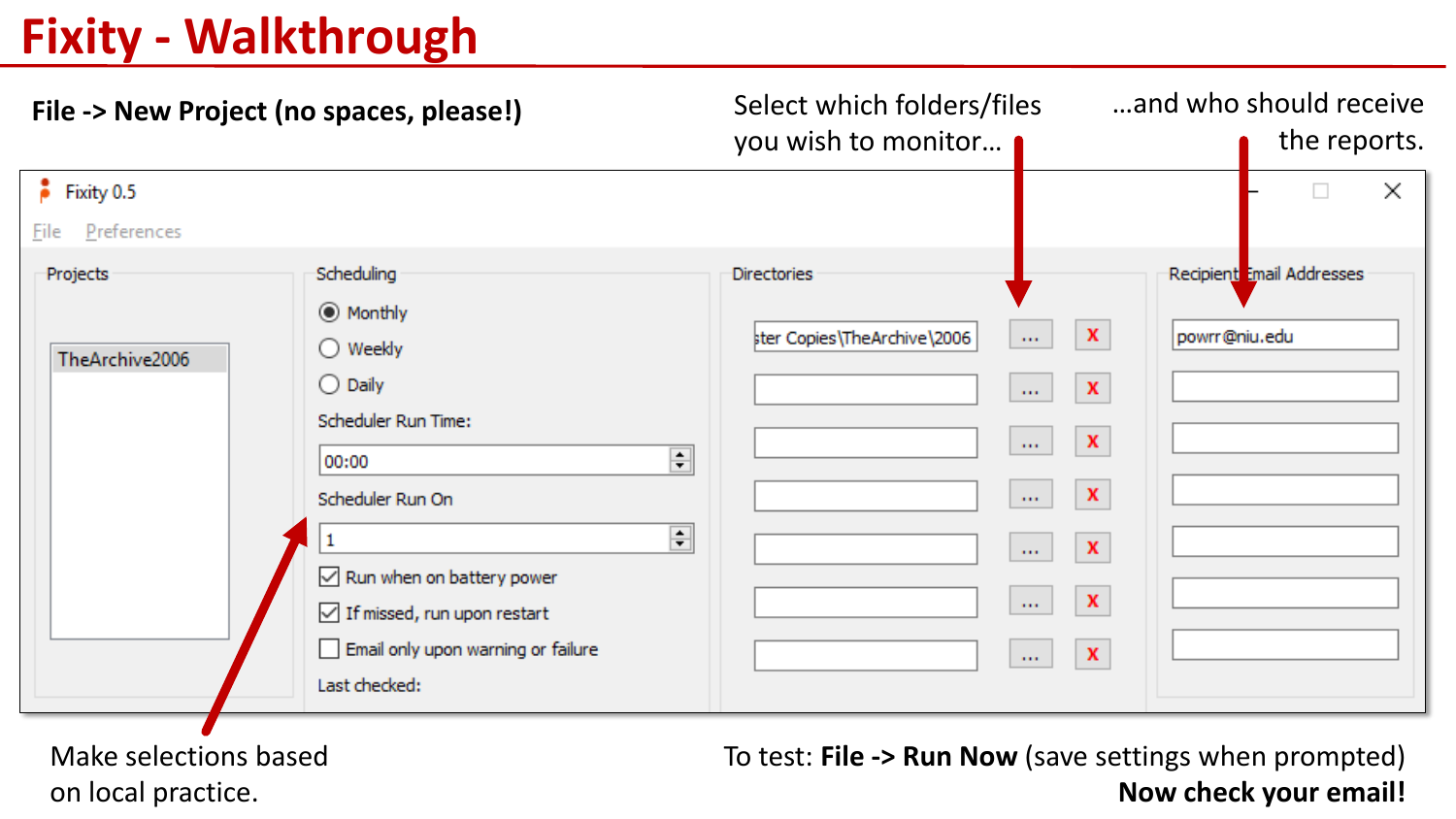# Fixity - Walkthrough

**File -> New Project (no spaces, please!)**

Select which folders/files you wish to monitor…

…and who should receive the reports.

Fixity 0.5

File Preferences

Projects

TheArchive2006

Scheduling

- Monthly
- Weekly
- Daily

Scheduler Run Time:

00:00

Scheduler Run On

1

- [x] Run when on battery power
- [x] If missed, run upon restart
- [ ] Email only upon warning or failure

Last checked:

Directories

ster Copies\TheArchive\2006

Recipient Email Addresses

powrr@niu.edu

Make selections based on local practice.

To test: **File -> Run Now** (save settings when prompted)

**Now check your email!**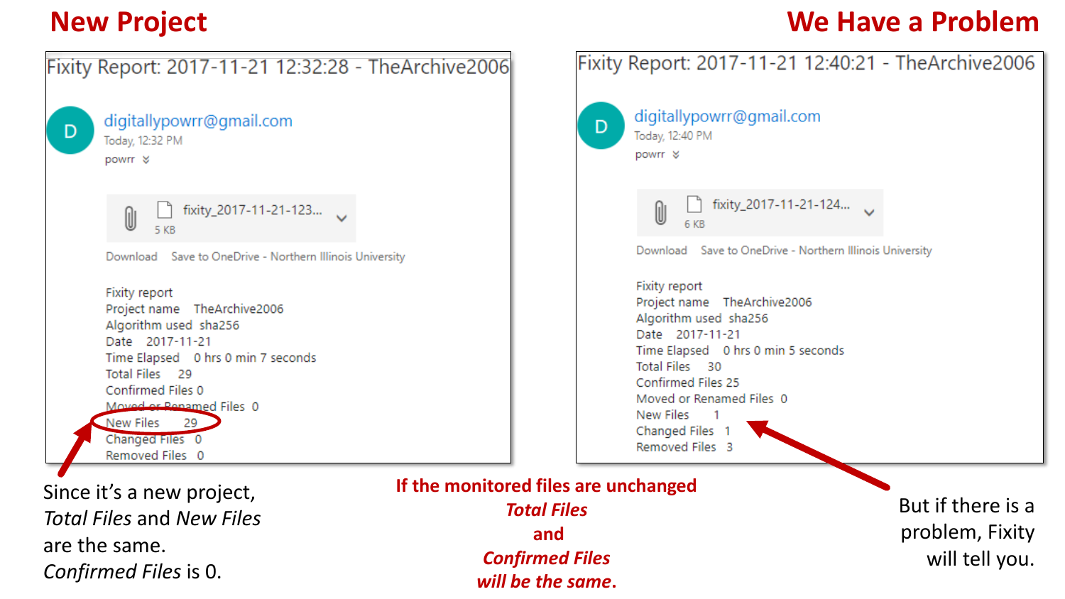## New Project

Fixity Report: 2017-11-21 12:32:28 - TheArchive2006

digitallypowrr@gmail.com
Today, 12:32 PM
powrr

fixity_2017-11-21-123...
5 KB

Download  Save to OneDrive - Northern Illinois University

Fixity report
Project name  TheArchive2006
Algorithm used  sha256
Date  2017-11-21
Time Elapsed  0 hrs 0 min 7 seconds
Total Files  29
Confirmed Files 0
Moved or Renamed Files  0
New Files  29
Changed Files  0
Removed Files  0

Since it's a new project, *Total Files* and *New Files* are the same. *Confirmed Files* is 0.

## We Have a Problem

Fixity Report: 2017-11-21 12:40:21 - TheArchive2006

digitallypowrr@gmail.com
Today, 12:40 PM
powrr

fixity_2017-11-21-124...
6 KB

Download  Save to OneDrive - Northern Illinois University

Fixity report
Project name  TheArchive2006
Algorithm used  sha256
Date  2017-11-21
Time Elapsed  0 hrs 0 min 5 seconds
Total Files  30
Confirmed Files 25
Moved or Renamed Files  0
New Files  1
Changed Files  1
Removed Files  3

**If the monitored files are unchanged *Total Files* and *Confirmed Files* *will be the same*.**

But if there is a problem, Fixity will tell you.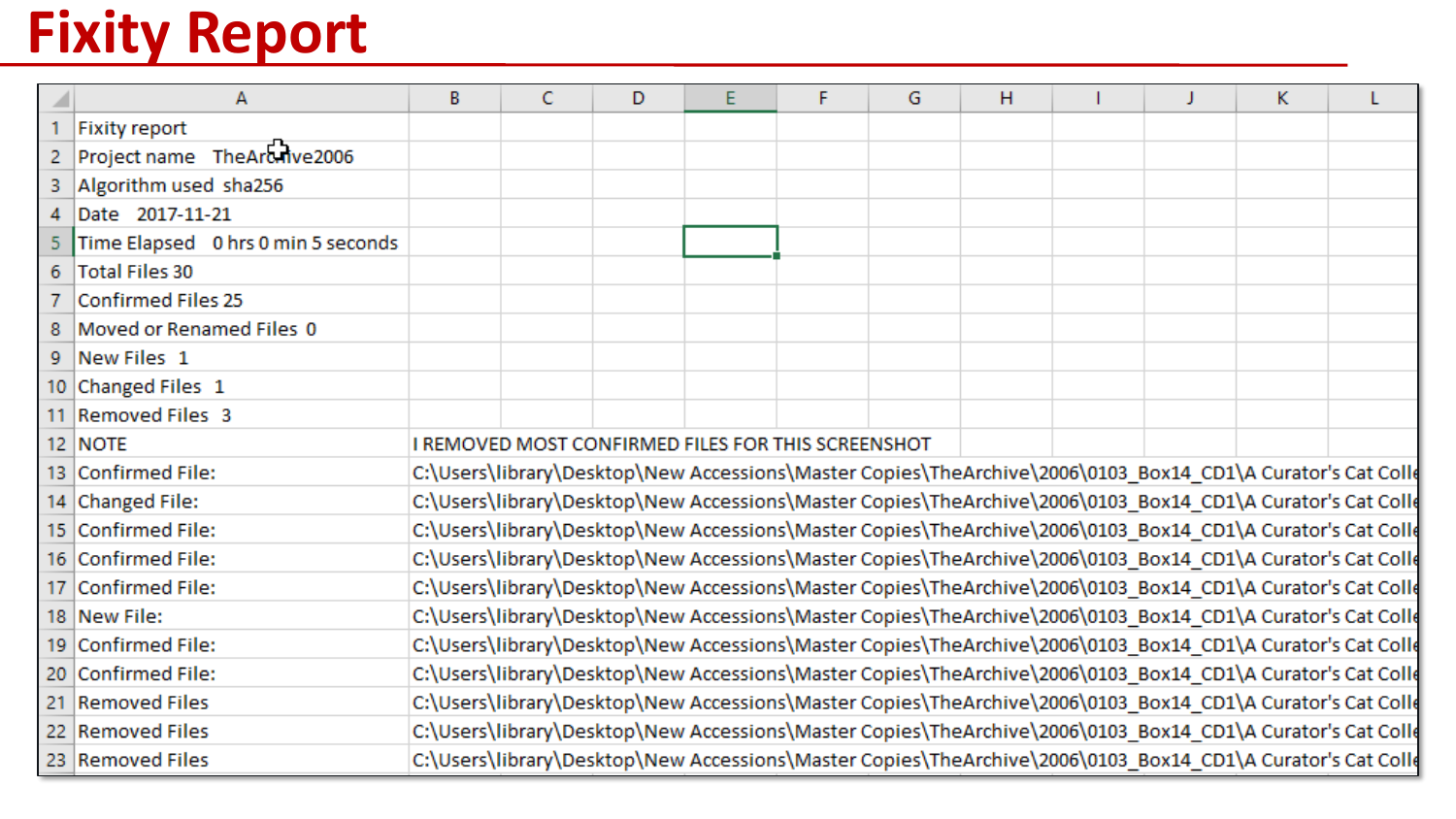# Fixity Report

| | A | B |
|---|---|---|
| 1 | Fixity report | |
| 2 | Project name TheArchive2006 | |
| 3 | Algorithm used sha256 | |
| 4 | Date 2017-11-21 | |
| 5 | Time Elapsed 0 hrs 0 min 5 seconds | |
| 6 | Total Files 30 | |
| 7 | Confirmed Files 25 | |
| 8 | Moved or Renamed Files 0 | |
| 9 | New Files 1 | |
| 10 | Changed Files 1 | |
| 11 | Removed Files 3 | |
| 12 | NOTE | I REMOVED MOST CONFIRMED FILES FOR THIS SCREENSHOT |
| 13 | Confirmed File: | C:\Users\library\Desktop\New Accessions\Master Copies\TheArchive\2006\0103_Box14_CD1\A Curator's Cat Colle |
| 14 | Changed File: | C:\Users\library\Desktop\New Accessions\Master Copies\TheArchive\2006\0103_Box14_CD1\A Curator's Cat Colle |
| 15 | Confirmed File: | C:\Users\library\Desktop\New Accessions\Master Copies\TheArchive\2006\0103_Box14_CD1\A Curator's Cat Colle |
| 16 | Confirmed File: | C:\Users\library\Desktop\New Accessions\Master Copies\TheArchive\2006\0103_Box14_CD1\A Curator's Cat Colle |
| 17 | Confirmed File: | C:\Users\library\Desktop\New Accessions\Master Copies\TheArchive\2006\0103_Box14_CD1\A Curator's Cat Colle |
| 18 | New File: | C:\Users\library\Desktop\New Accessions\Master Copies\TheArchive\2006\0103_Box14_CD1\A Curator's Cat Colle |
| 19 | Confirmed File: | C:\Users\library\Desktop\New Accessions\Master Copies\TheArchive\2006\0103_Box14_CD1\A Curator's Cat Colle |
| 20 | Confirmed File: | C:\Users\library\Desktop\New Accessions\Master Copies\TheArchive\2006\0103_Box14_CD1\A Curator's Cat Colle |
| 21 | Removed Files | C:\Users\library\Desktop\New Accessions\Master Copies\TheArchive\2006\0103_Box14_CD1\A Curator's Cat Colle |
| 22 | Removed Files | C:\Users\library\Desktop\New Accessions\Master Copies\TheArchive\2006\0103_Box14_CD1\A Curator's Cat Colle |
| 23 | Removed Files | C:\Users\library\Desktop\New Accessions\Master Copies\TheArchive\2006\0103_Box14_CD1\A Curator's Cat Colle |